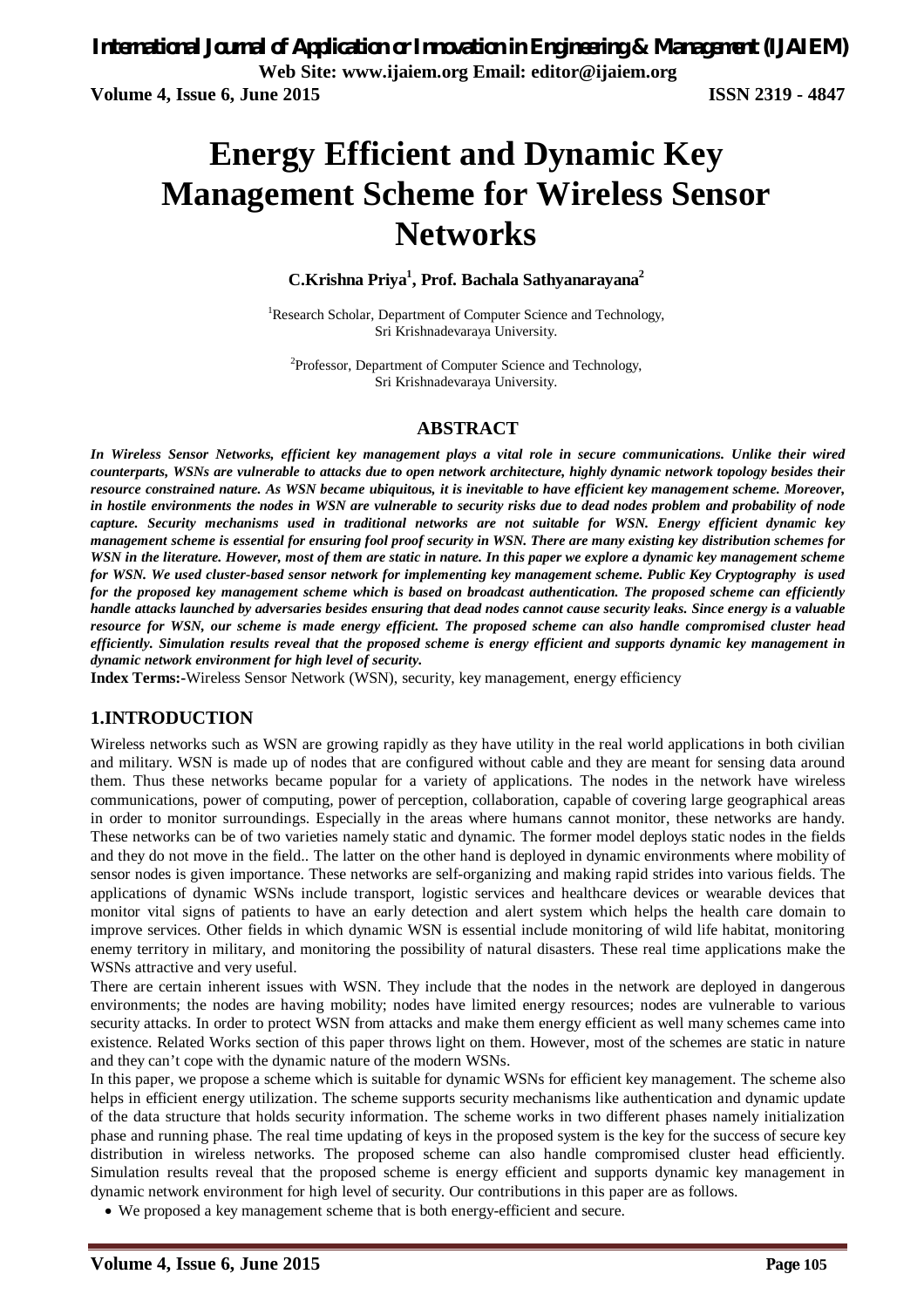# Energy Efficient and Dynamic Key Management Scheme for Wireless Sensor Networks

**C.Krishna Priya[1], Prof. Bachala Sathyanarayana[2]**

[1]Research Scholar, Department of Computer Science and Technology, Sri Krishnadevaraya University.

[2]Professor, Department of Computer Science and Technology, Sri Krishnadevaraya University.

## ABSTRACT

***In Wireless Sensor Networks, efficient key management plays a vital role in secure communications. Unlike their wired counterparts, WSNs are vulnerable to attacks due to open network architecture, highly dynamic network topology besides their resource constrained nature. As WSN became ubiquitous, it is inevitable to have efficient key management scheme. Moreover, in hostile environments the nodes in WSN are vulnerable to security risks due to dead nodes problem and probability of node capture. Security mechanisms used in traditional networks are not suitable for WSN. Energy efficient dynamic key management scheme is essential for ensuring fool proof security in WSN. There are many existing key distribution schemes for WSN in the literature. However, most of them are static in nature. In this paper we explore a dynamic key management scheme for WSN. We used cluster-based sensor network for implementing key management scheme. Public Key Cryptography is used for the proposed key management scheme which is based on broadcast authentication. The proposed scheme can efficiently handle attacks launched by adversaries besides ensuring that dead nodes cannot cause security leaks. Since energy is a valuable resource for WSN, our scheme is made energy efficient. The proposed scheme can also handle compromised cluster head efficiently. Simulation results reveal that the proposed scheme is energy efficient and supports dynamic key management in dynamic network environment for high level of security.***

**Index Terms:-**Wireless Sensor Network (WSN), security, key management, energy efficiency

## 1.INTRODUCTION

Wireless networks such as WSN are growing rapidly as they have utility in the real world applications in both civilian and military. WSN is made up of nodes that are configured without cable and they are meant for sensing data around them. Thus these networks became popular for a variety of applications. The nodes in the network have wireless communications, power of computing, power of perception, collaboration, capable of covering large geographical areas in order to monitor surroundings. Especially in the areas where humans cannot monitor, these networks are handy. These networks can be of two varieties namely static and dynamic. The former model deploys static nodes in the fields and they do not move in the field.. The latter on the other hand is deployed in dynamic environments where mobility of sensor nodes is given importance. These networks are self-organizing and making rapid strides into various fields. The applications of dynamic WSNs include transport, logistic services and healthcare devices or wearable devices that monitor vital signs of patients to have an early detection and alert system which helps the health care domain to improve services. Other fields in which dynamic WSN is essential include monitoring of wild life habitat, monitoring enemy territory in military, and monitoring the possibility of natural disasters. These real time applications make the WSNs attractive and very useful.

There are certain inherent issues with WSN. They include that the nodes in the network are deployed in dangerous environments; the nodes are having mobility; nodes have limited energy resources; nodes are vulnerable to various security attacks. In order to protect WSN from attacks and make them energy efficient as well many schemes came into existence. Related Works section of this paper throws light on them. However, most of the schemes are static in nature and they can't cope with the dynamic nature of the modern WSNs.

In this paper, we propose a scheme which is suitable for dynamic WSNs for efficient key management. The scheme also helps in efficient energy utilization. The scheme supports security mechanisms like authentication and dynamic update of the data structure that holds security information. The scheme works in two different phases namely initialization phase and running phase. The real time updating of keys in the proposed system is the key for the success of secure key distribution in wireless networks. The proposed scheme can also handle compromised cluster head efficiently. Simulation results reveal that the proposed scheme is energy efficient and supports dynamic key management in dynamic network environment for high level of security. Our contributions in this paper are as follows.

- We proposed a key management scheme that is both energy-efficient and secure.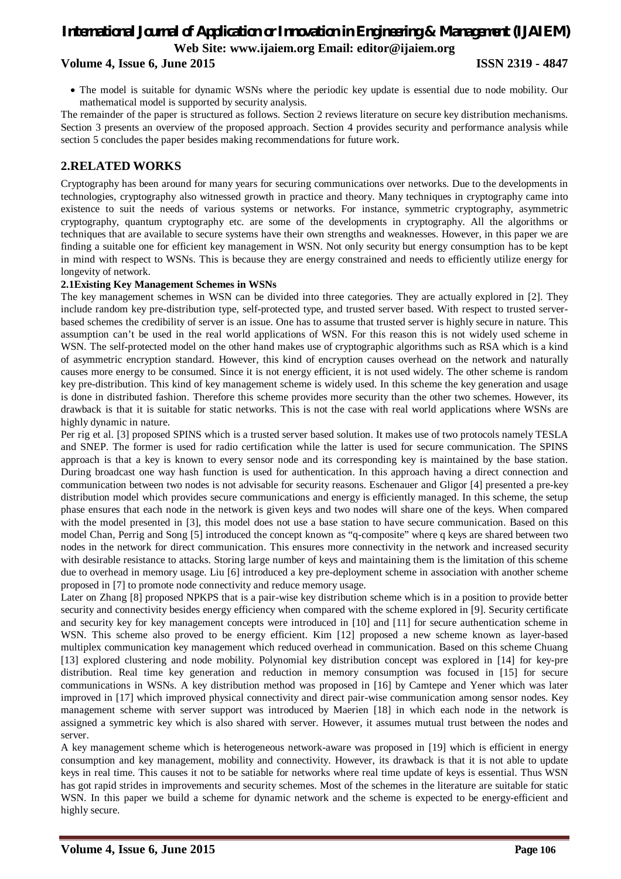- The model is suitable for dynamic WSNs where the periodic key update is essential due to node mobility. Our mathematical model is supported by security analysis.

The remainder of the paper is structured as follows. Section 2 reviews literature on secure key distribution mechanisms. Section 3 presents an overview of the proposed approach. Section 4 provides security and performance analysis while section 5 concludes the paper besides making recommendations for future work.

## 2.RELATED WORKS

Cryptography has been around for many years for securing communications over networks. Due to the developments in technologies, cryptography also witnessed growth in practice and theory. Many techniques in cryptography came into existence to suit the needs of various systems or networks. For instance, symmetric cryptography, asymmetric cryptography, quantum cryptography etc. are some of the developments in cryptography. All the algorithms or techniques that are available to secure systems have their own strengths and weaknesses. However, in this paper we are finding a suitable one for efficient key management in WSN. Not only security but energy consumption has to be kept in mind with respect to WSNs. This is because they are energy constrained and needs to efficiently utilize energy for longevity of network.

### 2.1Existing Key Management Schemes in WSNs

The key management schemes in WSN can be divided into three categories. They are actually explored in [2]. They include random key pre-distribution type, self-protected type, and trusted server based. With respect to trusted server-based schemes the credibility of server is an issue. One has to assume that trusted server is highly secure in nature. This assumption can't be used in the real world applications of WSN. For this reason this is not widely used scheme in WSN. The self-protected model on the other hand makes use of cryptographic algorithms such as RSA which is a kind of asymmetric encryption standard. However, this kind of encryption causes overhead on the network and naturally causes more energy to be consumed. Since it is not energy efficient, it is not used widely. The other scheme is random key pre-distribution. This kind of key management scheme is widely used. In this scheme the key generation and usage is done in distributed fashion. Therefore this scheme provides more security than the other two schemes. However, its drawback is that it is suitable for static networks. This is not the case with real world applications where WSNs are highly dynamic in nature.

Per rig et al. [3] proposed SPINS which is a trusted server based solution. It makes use of two protocols namely TESLA and SNEP. The former is used for radio certification while the latter is used for secure communication. The SPINS approach is that a key is known to every sensor node and its corresponding key is maintained by the base station. During broadcast one way hash function is used for authentication. In this approach having a direct connection and communication between two nodes is not advisable for security reasons. Eschenauer and Gligor [4] presented a pre-key distribution model which provides secure communications and energy is efficiently managed. In this scheme, the setup phase ensures that each node in the network is given keys and two nodes will share one of the keys. When compared with the model presented in [3], this model does not use a base station to have secure communication. Based on this model Chan, Perrig and Song [5] introduced the concept known as "q-composite" where q keys are shared between two nodes in the network for direct communication. This ensures more connectivity in the network and increased security with desirable resistance to attacks. Storing large number of keys and maintaining them is the limitation of this scheme due to overhead in memory usage. Liu [6] introduced a key pre-deployment scheme in association with another scheme proposed in [7] to promote node connectivity and reduce memory usage.

Later on Zhang [8] proposed NPKPS that is a pair-wise key distribution scheme which is in a position to provide better security and connectivity besides energy efficiency when compared with the scheme explored in [9]. Security certificate and security key for key management concepts were introduced in [10] and [11] for secure authentication scheme in WSN. This scheme also proved to be energy efficient. Kim [12] proposed a new scheme known as layer-based multiplex communication key management which reduced overhead in communication. Based on this scheme Chuang [13] explored clustering and node mobility. Polynomial key distribution concept was explored in [14] for key-pre distribution. Real time key generation and reduction in memory consumption was focused in [15] for secure communications in WSNs. A key distribution method was proposed in [16] by Camtepe and Yener which was later improved in [17] which improved physical connectivity and direct pair-wise communication among sensor nodes. Key management scheme with server support was introduced by Maerien [18] in which each node in the network is assigned a symmetric key which is also shared with server. However, it assumes mutual trust between the nodes and server.

A key management scheme which is heterogeneous network-aware was proposed in [19] which is efficient in energy consumption and key management, mobility and connectivity. However, its drawback is that it is not able to update keys in real time. This causes it not to be satiable for networks where real time update of keys is essential. Thus WSN has got rapid strides in improvements and security schemes. Most of the schemes in the literature are suitable for static WSN. In this paper we build a scheme for dynamic network and the scheme is expected to be energy-efficient and highly secure.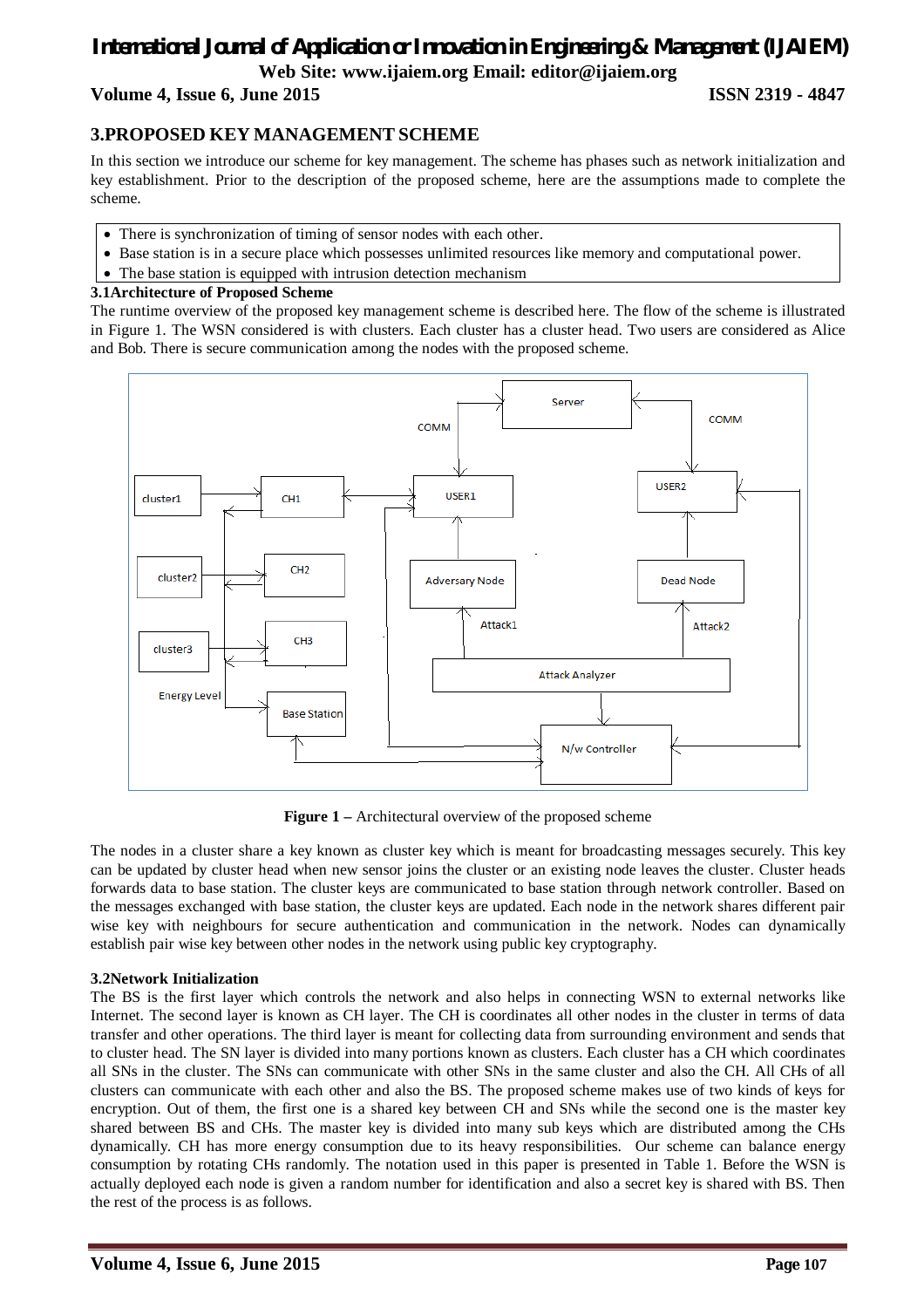## 3.PROPOSED KEY MANAGEMENT SCHEME

In this section we introduce our scheme for key management. The scheme has phases such as network initialization and key establishment. Prior to the description of the proposed scheme, here are the assumptions made to complete the scheme.

- There is synchronization of timing of sensor nodes with each other.
- Base station is in a secure place which possesses unlimited resources like memory and computational power.
- The base station is equipped with intrusion detection mechanism

### 3.1Architecture of Proposed Scheme

The runtime overview of the proposed key management scheme is described here. The flow of the scheme is illustrated in Figure 1. The WSN considered is with clusters. Each cluster has a cluster head. Two users are considered as Alice and Bob. There is secure communication among the nodes with the proposed scheme.

**Figure 1 –** Architectural overview of the proposed scheme

The nodes in a cluster share a key known as cluster key which is meant for broadcasting messages securely. This key can be updated by cluster head when new sensor joins the cluster or an existing node leaves the cluster. Cluster heads forwards data to base station. The cluster keys are communicated to base station through network controller. Based on the messages exchanged with base station, the cluster keys are updated. Each node in the network shares different pair wise key with neighbours for secure authentication and communication in the network. Nodes can dynamically establish pair wise key between other nodes in the network using public key cryptography.

### 3.2Network Initialization

The BS is the first layer which controls the network and also helps in connecting WSN to external networks like Internet. The second layer is known as CH layer. The CH is coordinates all other nodes in the cluster in terms of data transfer and other operations. The third layer is meant for collecting data from surrounding environment and sends that to cluster head. The SN layer is divided into many portions known as clusters. Each cluster has a CH which coordinates all SNs in the cluster. The SNs can communicate with other SNs in the same cluster and also the CH. All CHs of all clusters can communicate with each other and also the BS. The proposed scheme makes use of two kinds of keys for encryption. Out of them, the first one is a shared key between CH and SNs while the second one is the master key shared between BS and CHs. The master key is divided into many sub keys which are distributed among the CHs dynamically. CH has more energy consumption due to its heavy responsibilities. Our scheme can balance energy consumption by rotating CHs randomly. The notation used in this paper is presented in Table 1. Before the WSN is actually deployed each node is given a random number for identification and also a secret key is shared with BS. Then the rest of the process is as follows.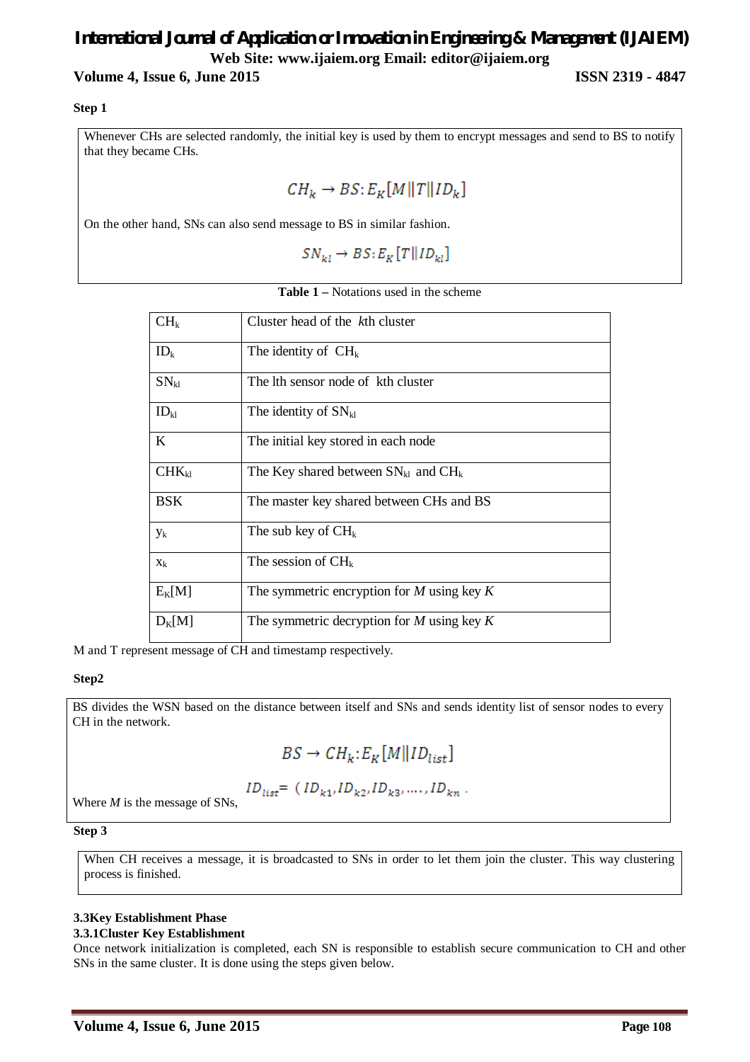**Step 1**

Whenever CHs are selected randomly, the initial key is used by them to encrypt messages and send to BS to notify that they became CHs.

$$CH_k \rightarrow BS: E_K[M \| T \| ID_k]$$

On the other hand, SNs can also send message to BS in similar fashion.

$$SN_{kl} \rightarrow BS: E_K[T \| ID_{kl}]$$

**Table 1** – Notations used in the scheme

| | |
|---|---|
| $CH_k$ | Cluster head of the *k*th cluster |
| $ID_k$ | The identity of $CH_k$ |
| $SN_{kl}$ | The lth sensor node of kth cluster |
| $ID_{kl}$ | The identity of $SN_{kl}$ |
| K | The initial key stored in each node |
| $CHK_{kl}$ | The Key shared between $SN_{kl}$ and $CH_k$ |
| BSK | The master key shared between CHs and BS |
| $y_k$ | The sub key of $CH_k$ |
| $x_k$ | The session of $CH_k$ |
| $E_K[M]$ | The symmetric encryption for *M* using key *K* |
| $D_K[M]$ | The symmetric decryption for *M* using key *K* |

M and T represent message of CH and timestamp respectively.

**Step2**

BS divides the WSN based on the distance between itself and SNs and sends identity list of sensor nodes to every CH in the network.

$$BS \rightarrow CH_k: E_K[M \| ID_{list}]$$

Where *M* is the message of SNs, $ID_{list} = (ID_{k1}, ID_{k2}, ID_{k3}, \ldots, ID_{kn}$ .

**Step 3**

When CH receives a message, it is broadcasted to SNs in order to let them join the cluster. This way clustering process is finished.

### 3.3 Key Establishment Phase

#### 3.3.1 Cluster Key Establishment

Once network initialization is completed, each SN is responsible to establish secure communication to CH and other SNs in the same cluster. It is done using the steps given below.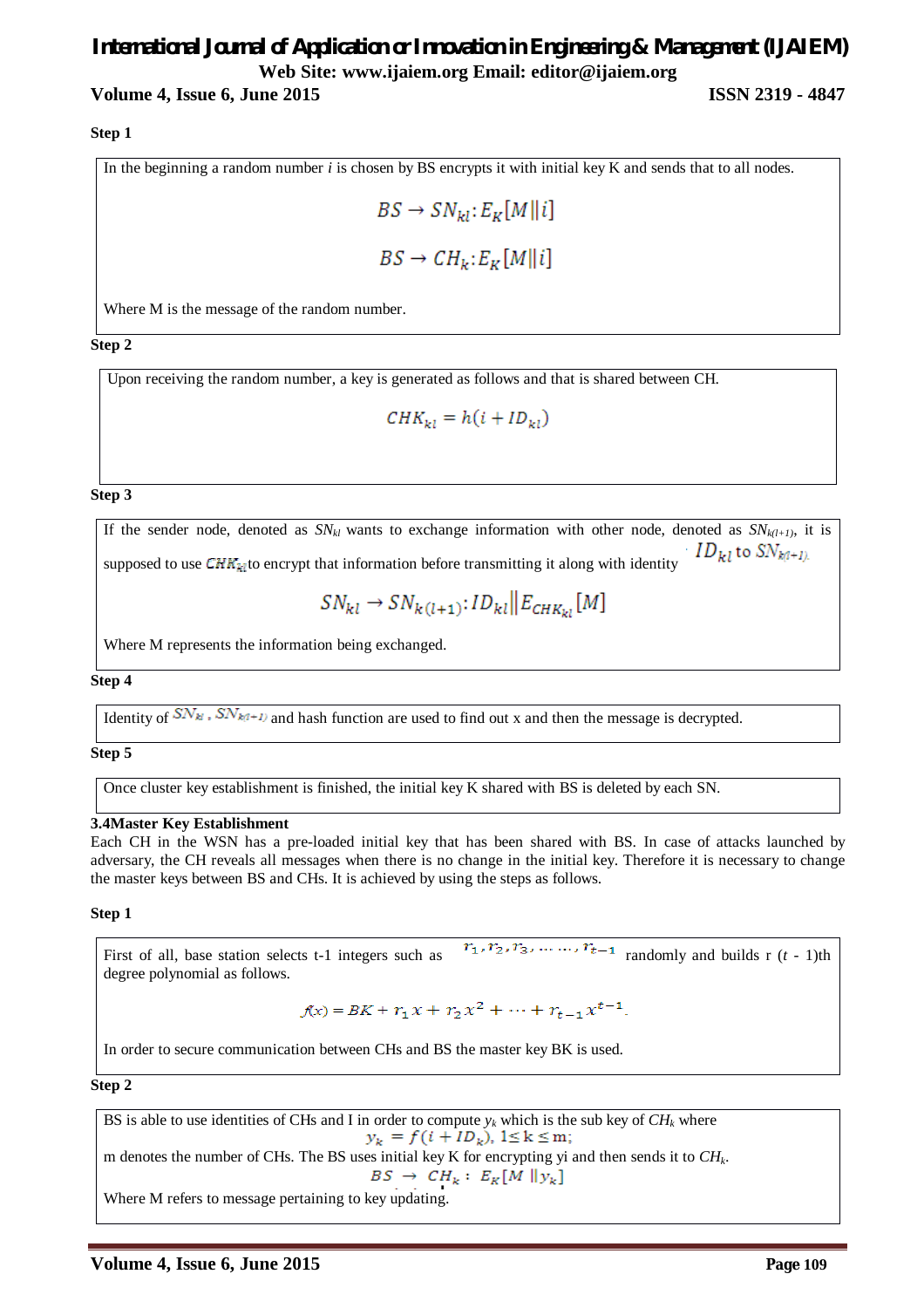**Step 1**

In the beginning a random number $i$ is chosen by BS encrypts it with initial key K and sends that to all nodes.

$$BS \rightarrow SN_{kl}: E_K[M||i]$$

$$BS \rightarrow CH_k: E_K[M||i]$$

Where M is the message of the random number.

**Step 2**

Upon receiving the random number, a key is generated as follows and that is shared between CH.

$$CHK_{kl} = h(i + ID_{kl})$$

**Step 3**

If the sender node, denoted as $SN_{kl}$ wants to exchange information with other node, denoted as $SN_{k(l+1)}$, it is supposed to use $CHK_{kl}$ to encrypt that information before transmitting it along with identity $ID_{kl}$ to $SN_{k(l+1)}$.

$$SN_{kl} \rightarrow SN_{k(l+1)}: ID_{kl}||E_{CHK_{kl}}[M]$$

Where M represents the information being exchanged.

**Step 4**

Identity of $SN_{kl}$ , $SN_{k(l+1)}$ and hash function are used to find out x and then the message is decrypted.

**Step 5**

Once cluster key establishment is finished, the initial key K shared with BS is deleted by each SN.

### 3.4 Master Key Establishment

Each CH in the WSN has a pre-loaded initial key that has been shared with BS. In case of attacks launched by adversary, the CH reveals all messages when there is no change in the initial key. Therefore it is necessary to change the master keys between BS and CHs. It is achieved by using the steps as follows.

**Step 1**

First of all, base station selects t-1 integers such as $r_1, r_2, r_3, \dots\dots, r_{t-1}$ randomly and builds r ($t$ - 1)th degree polynomial as follows.

$$f(x) = BK + r_1 x + r_2 x^2 + \cdots + r_{t-1} x^{t-1}$$

In order to secure communication between CHs and BS the master key BK is used.

**Step 2**

BS is able to use identities of CHs and I in order to compute $y_k$ which is the sub key of $CH_k$ where

$$y_k = f(i + ID_k),\ 1 \leq k \leq m;$$

m denotes the number of CHs. The BS uses initial key K for encrypting yi and then sends it to $CH_k$.

$$BS \rightarrow CH_k: E_K[M||y_k]$$

Where M refers to message pertaining to key updating.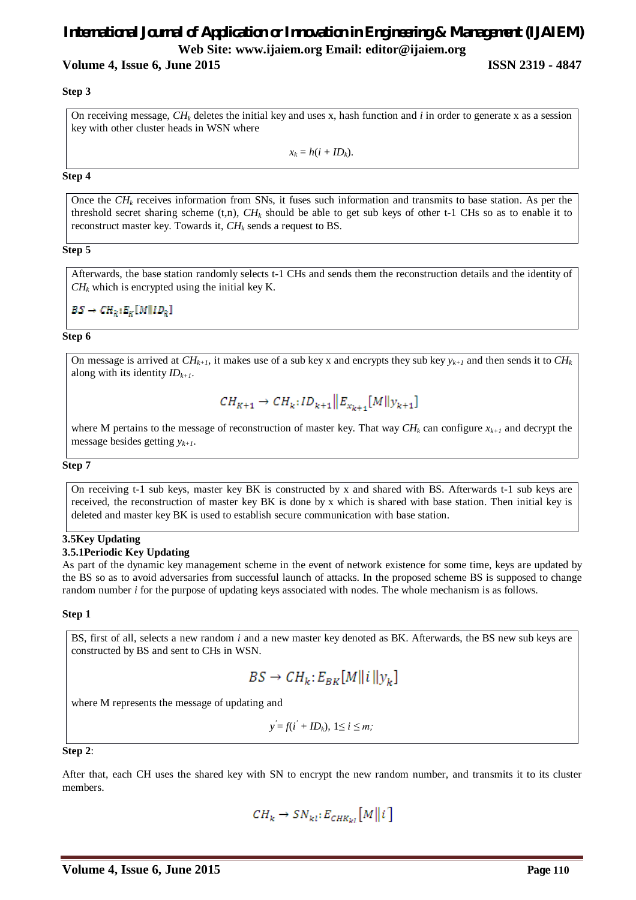**Step 3**

On receiving message, $CH_k$ deletes the initial key and uses x, hash function and *i* in order to generate x as a session key with other cluster heads in WSN where

$$x_k = h(i + ID_k).$$

**Step 4**

Once the $CH_k$ receives information from SNs, it fuses such information and transmits to base station. As per the threshold secret sharing scheme (t,n), $CH_k$ should be able to get sub keys of other t-1 CHs so as to enable it to reconstruct master key. Towards it, $CH_k$ sends a request to BS.

**Step 5**

Afterwards, the base station randomly selects t-1 CHs and sends them the reconstruction details and the identity of $CH_k$ which is encrypted using the initial key K.

$$BS \rightarrow CH_k : E_K[M \| ID_k]$$

**Step 6**

On message is arrived at $CH_{k+1}$, it makes use of a sub key x and encrypts they sub key $y_{k+1}$ and then sends it to $CH_k$ along with its identity $ID_{k+1}$.

$$CH_{K+1} \rightarrow CH_k : ID_{k+1} \| E_{x_{k+1}}[M \| y_{k+1}]$$

where M pertains to the message of reconstruction of master key. That way $CH_k$ can configure $x_{k+1}$ and decrypt the message besides getting $y_{k+1}$.

**Step 7**

On receiving t-1 sub keys, master key BK is constructed by x and shared with BS. Afterwards t-1 sub keys are received, the reconstruction of master key BK is done by x which is shared with base station. Then initial key is deleted and master key BK is used to establish secure communication with base station.

### 3.5 Key Updating

#### 3.5.1 Periodic Key Updating

As part of the dynamic key management scheme in the event of network existence for some time, keys are updated by the BS so as to avoid adversaries from successful launch of attacks. In the proposed scheme BS is supposed to change random number *i* for the purpose of updating keys associated with nodes. The whole mechanism is as follows.

**Step 1**

BS, first of all, selects a new random *i* and a new master key denoted as BK. Afterwards, the BS new sub keys are constructed by BS and sent to CHs in WSN.

$$BS \rightarrow CH_k : E_{BK}[M \| i \| y_k]$$

where M represents the message of updating and

$$y' = f(i' + ID_k),\ 1 \leq i \leq m;$$

**Step 2**:

After that, each CH uses the shared key with SN to encrypt the new random number, and transmits it to its cluster members.

$$CH_k \rightarrow SN_{kl} : E_{CHK_{kl}}[M \| i]$$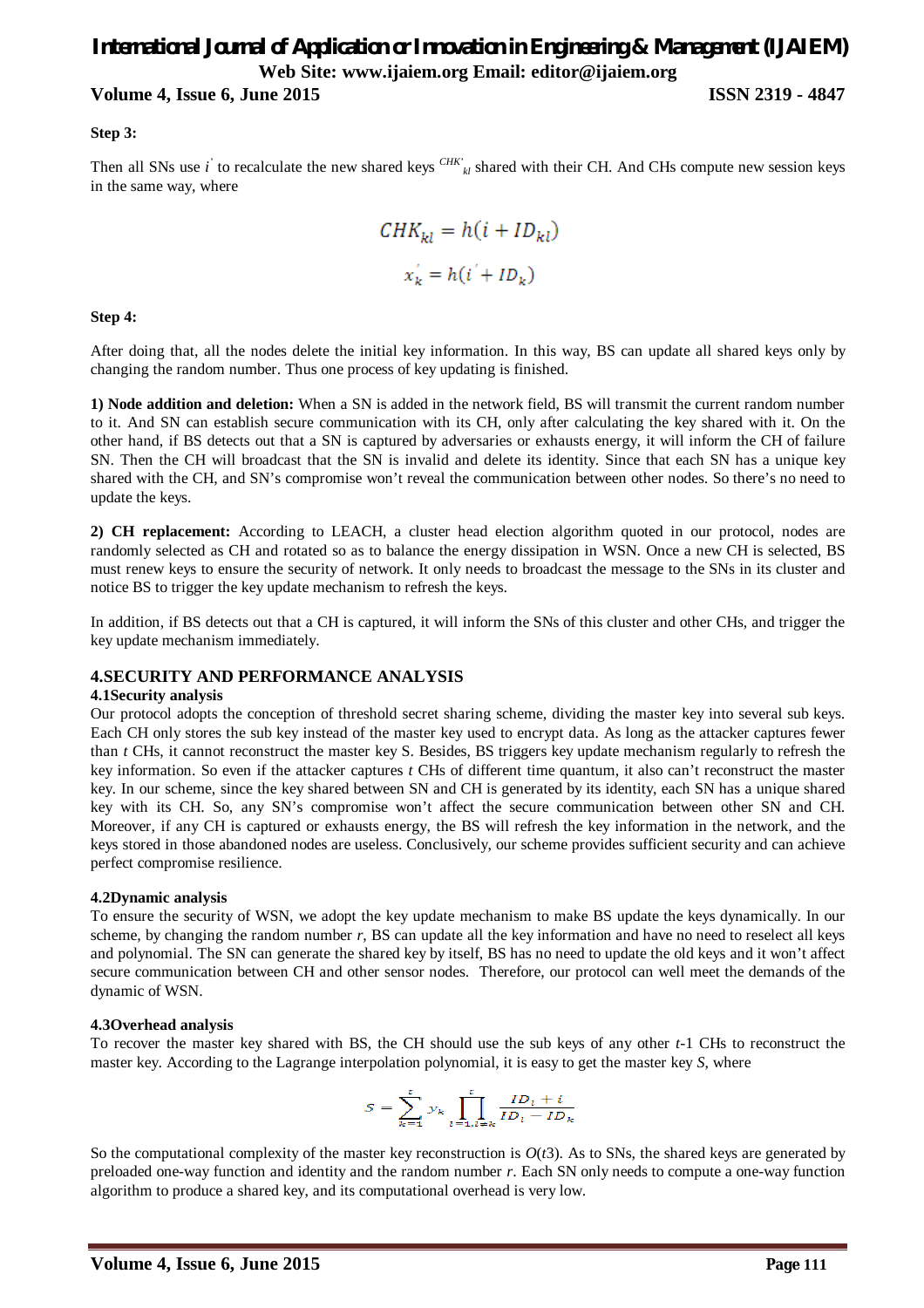**Step 3:**

Then all SNs use $i^{'}$ to recalculate the new shared keys $^{CHK'}{}_{kl}$ shared with their CH. And CHs compute new session keys in the same way, where

$$CHK_{kl} = h(i + ID_{kl})$$

$$x_k^{'} = h(i^{'} + ID_k)$$

**Step 4:**

After doing that, all the nodes delete the initial key information. In this way, BS can update all shared keys only by changing the random number. Thus one process of key updating is finished.

**1) Node addition and deletion:** When a SN is added in the network field, BS will transmit the current random number to it. And SN can establish secure communication with its CH, only after calculating the key shared with it. On the other hand, if BS detects out that a SN is captured by adversaries or exhausts energy, it will inform the CH of failure SN. Then the CH will broadcast that the SN is invalid and delete its identity. Since that each SN has a unique key shared with the CH, and SN's compromise won't reveal the communication between other nodes. So there's no need to update the keys.

**2) CH replacement:** According to LEACH, a cluster head election algorithm quoted in our protocol, nodes are randomly selected as CH and rotated so as to balance the energy dissipation in WSN. Once a new CH is selected, BS must renew keys to ensure the security of network. It only needs to broadcast the message to the SNs in its cluster and notice BS to trigger the key update mechanism to refresh the keys.

In addition, if BS detects out that a CH is captured, it will inform the SNs of this cluster and other CHs, and trigger the key update mechanism immediately.

## 4.SECURITY AND PERFORMANCE ANALYSIS

### 4.1Security analysis

Our protocol adopts the conception of threshold secret sharing scheme, dividing the master key into several sub keys. Each CH only stores the sub key instead of the master key used to encrypt data. As long as the attacker captures fewer than *t* CHs, it cannot reconstruct the master key S. Besides, BS triggers key update mechanism regularly to refresh the key information. So even if the attacker captures *t* CHs of different time quantum, it also can't reconstruct the master key. In our scheme, since the key shared between SN and CH is generated by its identity, each SN has a unique shared key with its CH. So, any SN's compromise won't affect the secure communication between other SN and CH. Moreover, if any CH is captured or exhausts energy, the BS will refresh the key information in the network, and the keys stored in those abandoned nodes are useless. Conclusively, our scheme provides sufficient security and can achieve perfect compromise resilience.

### 4.2Dynamic analysis

To ensure the security of WSN, we adopt the key update mechanism to make BS update the keys dynamically. In our scheme, by changing the random number *r*, BS can update all the key information and have no need to reselect all keys and polynomial. The SN can generate the shared key by itself, BS has no need to update the old keys and it won't affect secure communication between CH and other sensor nodes. Therefore, our protocol can well meet the demands of the dynamic of WSN.

### 4.3Overhead analysis

To recover the master key shared with BS, the CH should use the sub keys of any other *t*-1 CHs to reconstruct the master key. According to the Lagrange interpolation polynomial, it is easy to get the master key *S*, where

$$S = \sum_{k=1}^{t} y_k \prod_{l=1, l \neq k}^{t} \frac{ID_l + i}{ID_l - ID_k}$$

So the computational complexity of the master key reconstruction is $O(t3)$. As to SNs, the shared keys are generated by preloaded one-way function and identity and the random number *r*. Each SN only needs to compute a one-way function algorithm to produce a shared key, and its computational overhead is very low.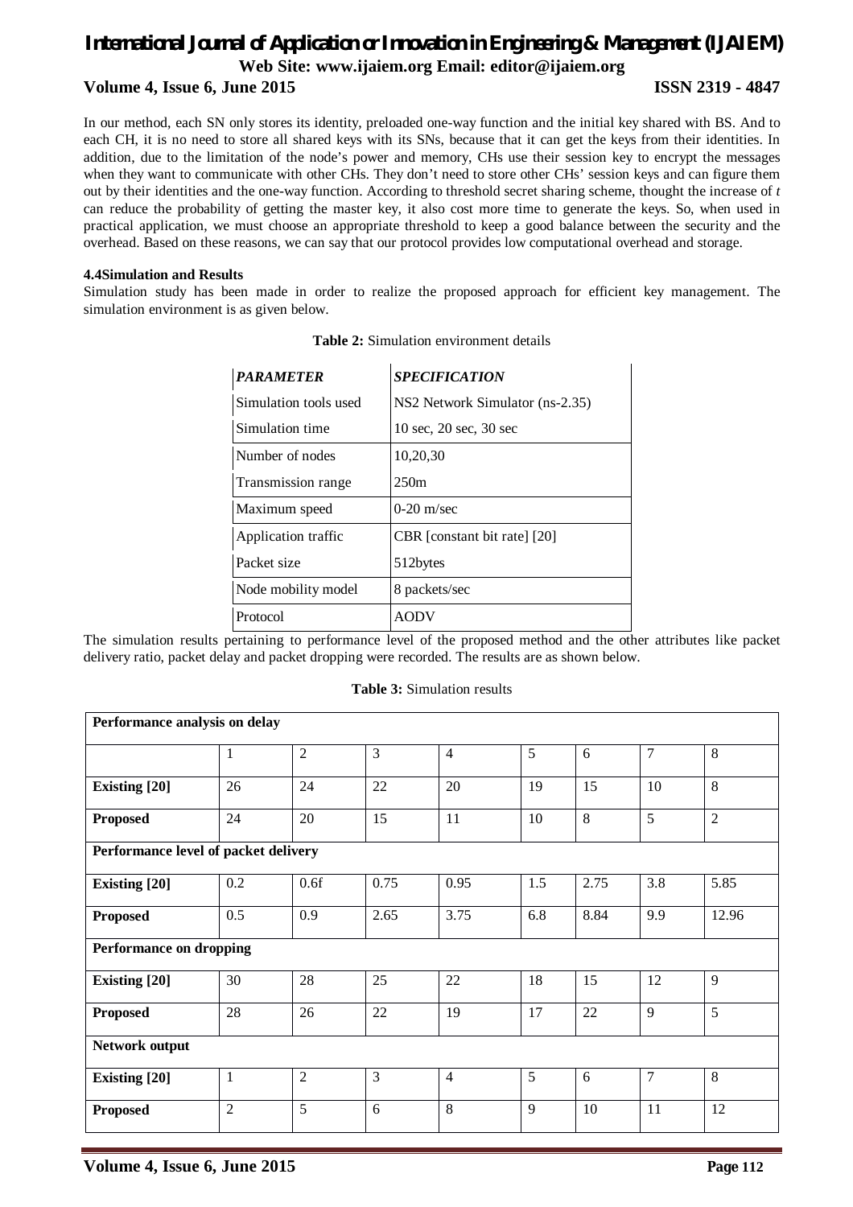In our method, each SN only stores its identity, preloaded one-way function and the initial key shared with BS. And to each CH, it is no need to store all shared keys with its SNs, because that it can get the keys from their identities. In addition, due to the limitation of the node's power and memory, CHs use their session key to encrypt the messages when they want to communicate with other CHs. They don't need to store other CHs' session keys and can figure them out by their identities and the one-way function. According to threshold secret sharing scheme, thought the increase of $t$ can reduce the probability of getting the master key, it also cost more time to generate the keys. So, when used in practical application, we must choose an appropriate threshold to keep a good balance between the security and the overhead. Based on these reasons, we can say that our protocol provides low computational overhead and storage.

#### 4.4Simulation and Results

Simulation study has been made in order to realize the proposed approach for efficient key management. The simulation environment is as given below.

**Table 2:** Simulation environment details

| *PARAMETER* | *SPECIFICATION* |
|---|---|
| Simulation tools used | NS2 Network Simulator (ns-2.35) |
| Simulation time | 10 sec, 20 sec, 30 sec |
| Number of nodes | 10,20,30 |
| Transmission range | 250m |
| Maximum speed | 0-20 m/sec |
| Application traffic | CBR [constant bit rate] [20] |
| Packet size | 512bytes |
| Node mobility model | 8 packets/sec |
| Protocol | AODV |

The simulation results pertaining to performance level of the proposed method and the other attributes like packet delivery ratio, packet delay and packet dropping were recorded. The results are as shown below.

**Table 3:** Simulation results

| **Performance analysis on delay** | | | | | | | | |
|---|---|---|---|---|---|---|---|---|
| | 1 | 2 | 3 | 4 | 5 | 6 | 7 | 8 |
| **Existing [20]** | 26 | 24 | 22 | 20 | 19 | 15 | 10 | 8 |
| **Proposed** | 24 | 20 | 15 | 11 | 10 | 8 | 5 | 2 |
| **Performance level of packet delivery** | | | | | | | | |
| **Existing [20]** | 0.2 | 0.6f | 0.75 | 0.95 | 1.5 | 2.75 | 3.8 | 5.85 |
| **Proposed** | 0.5 | 0.9 | 2.65 | 3.75 | 6.8 | 8.84 | 9.9 | 12.96 |
| **Performance on dropping** | | | | | | | | |
| **Existing [20]** | 30 | 28 | 25 | 22 | 18 | 15 | 12 | 9 |
| **Proposed** | 28 | 26 | 22 | 19 | 17 | 22 | 9 | 5 |
| **Network output** | | | | | | | | |
| **Existing [20]** | 1 | 2 | 3 | 4 | 5 | 6 | 7 | 8 |
| **Proposed** | 2 | 5 | 6 | 8 | 9 | 10 | 11 | 12 |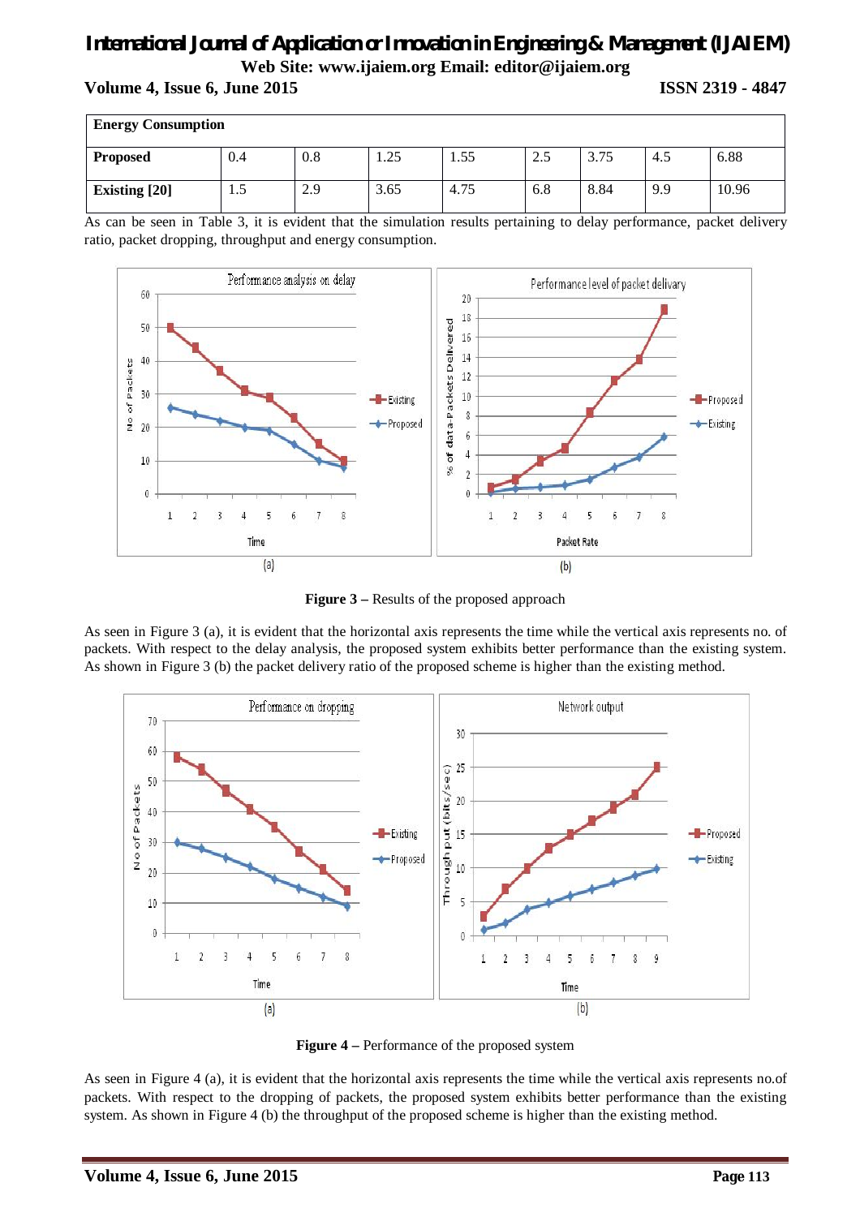| Energy Consumption | | | | | | | | |
|---|---|---|---|---|---|---|---|---|
| **Proposed** | 0.4 | 0.8 | 1.25 | 1.55 | 2.5 | 3.75 | 4.5 | 6.88 |
| **Existing [20]** | 1.5 | 2.9 | 3.65 | 4.75 | 6.8 | 8.84 | 9.9 | 10.96 |

As can be seen in Table 3, it is evident that the simulation results pertaining to delay performance, packet delivery ratio, packet dropping, throughput and energy consumption.

**Figure 3 –** Results of the proposed approach

As seen in Figure 3 (a), it is evident that the horizontal axis represents the time while the vertical axis represents no. of packets. With respect to the delay analysis, the proposed system exhibits better performance than the existing system. As shown in Figure 3 (b) the packet delivery ratio of the proposed scheme is higher than the existing method.

**Figure 4 –** Performance of the proposed system

As seen in Figure 4 (a), it is evident that the horizontal axis represents the time while the vertical axis represents no.of packets. With respect to the dropping of packets, the proposed system exhibits better performance than the existing system. As shown in Figure 4 (b) the throughput of the proposed scheme is higher than the existing method.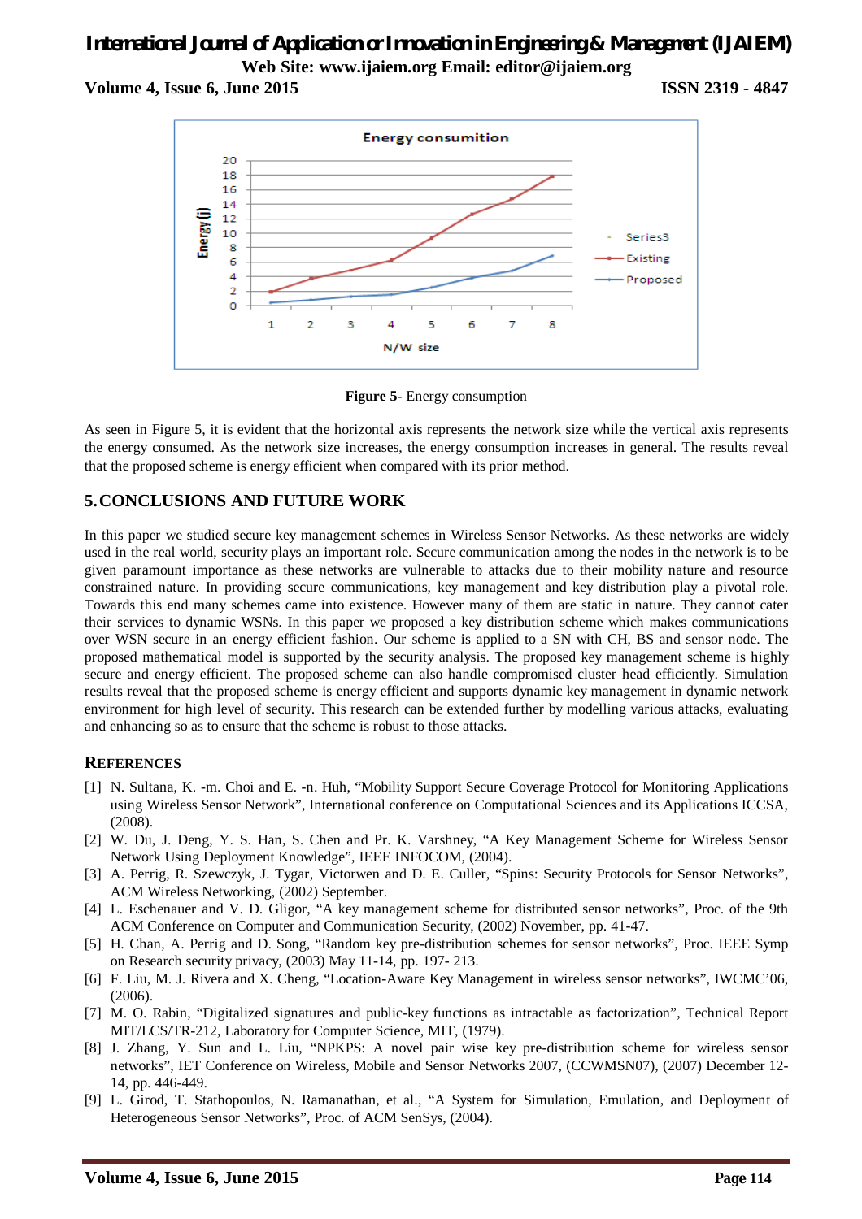**Figure 5-** Energy consumption

As seen in Figure 5, it is evident that the horizontal axis represents the network size while the vertical axis represents the energy consumed. As the network size increases, the energy consumption increases in general. The results reveal that the proposed scheme is energy efficient when compared with its prior method.

## 5. CONCLUSIONS AND FUTURE WORK

In this paper we studied secure key management schemes in Wireless Sensor Networks. As these networks are widely used in the real world, security plays an important role. Secure communication among the nodes in the network is to be given paramount importance as these networks are vulnerable to attacks due to their mobility nature and resource constrained nature. In providing secure communications, key management and key distribution play a pivotal role. Towards this end many schemes came into existence. However many of them are static in nature. They cannot cater their services to dynamic WSNs. In this paper we proposed a key distribution scheme which makes communications over WSN secure in an energy efficient fashion. Our scheme is applied to a SN with CH, BS and sensor node. The proposed mathematical model is supported by the security analysis. The proposed key management scheme is highly secure and energy efficient. The proposed scheme can also handle compromised cluster head efficiently. Simulation results reveal that the proposed scheme is energy efficient and supports dynamic key management in dynamic network environment for high level of security. This research can be extended further by modelling various attacks, evaluating and enhancing so as to ensure that the scheme is robust to those attacks.

## REFERENCES

[1] N. Sultana, K. -m. Choi and E. -n. Huh, "Mobility Support Secure Coverage Protocol for Monitoring Applications using Wireless Sensor Network", International conference on Computational Sciences and its Applications ICCSA, (2008).

[2] W. Du, J. Deng, Y. S. Han, S. Chen and Pr. K. Varshney, "A Key Management Scheme for Wireless Sensor Network Using Deployment Knowledge", IEEE INFOCOM, (2004).

[3] A. Perrig, R. Szewczyk, J. Tygar, Victorwen and D. E. Culler, "Spins: Security Protocols for Sensor Networks", ACM Wireless Networking, (2002) September.

[4] L. Eschenauer and V. D. Gligor, "A key management scheme for distributed sensor networks", Proc. of the 9th ACM Conference on Computer and Communication Security, (2002) November, pp. 41-47.

[5] H. Chan, A. Perrig and D. Song, "Random key pre-distribution schemes for sensor networks", Proc. IEEE Symp on Research security privacy, (2003) May 11-14, pp. 197- 213.

[6] F. Liu, M. J. Rivera and X. Cheng, "Location-Aware Key Management in wireless sensor networks", IWCMC'06, (2006).

[7] M. O. Rabin, "Digitalized signatures and public-key functions as intractable as factorization", Technical Report MIT/LCS/TR-212, Laboratory for Computer Science, MIT, (1979).

[8] J. Zhang, Y. Sun and L. Liu, "NPKPS: A novel pair wise key pre-distribution scheme for wireless sensor networks", IET Conference on Wireless, Mobile and Sensor Networks 2007, (CCWMSN07), (2007) December 12-14, pp. 446-449.

[9] L. Girod, T. Stathopoulos, N. Ramanathan, et al., "A System for Simulation, Emulation, and Deployment of Heterogeneous Sensor Networks", Proc. of ACM SenSys, (2004).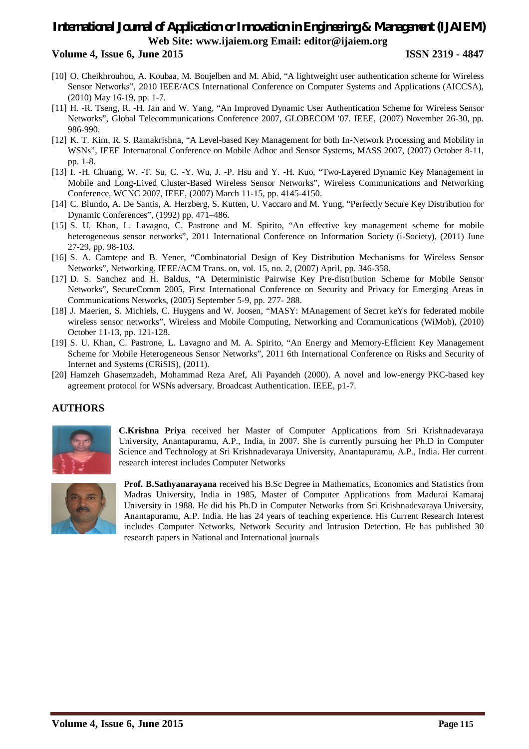[10] O. Cheikhrouhou, A. Koubaa, M. Boujelben and M. Abid, "A lightweight user authentication scheme for Wireless Sensor Networks", 2010 IEEE/ACS International Conference on Computer Systems and Applications (AICCSA), (2010) May 16-19, pp. 1-7.

[11] H. -R. Tseng, R. -H. Jan and W. Yang, "An Improved Dynamic User Authentication Scheme for Wireless Sensor Networks", Global Telecommunications Conference 2007, GLOBECOM '07. IEEE, (2007) November 26-30, pp. 986-990.

[12] K. T. Kim, R. S. Ramakrishna, "A Level-based Key Management for both In-Network Processing and Mobility in WSNs", IEEE Internatonal Conference on Mobile Adhoc and Sensor Systems, MASS 2007, (2007) October 8-11, pp. 1-8.

[13] I. -H. Chuang, W. -T. Su, C. -Y. Wu, J. -P. Hsu and Y. -H. Kuo, "Two-Layered Dynamic Key Management in Mobile and Long-Lived Cluster-Based Wireless Sensor Networks", Wireless Communications and Networking Conference, WCNC 2007, IEEE, (2007) March 11-15, pp. 4145-4150.

[14] C. Blundo, A. De Santis, A. Herzberg, S. Kutten, U. Vaccaro and M. Yung, "Perfectly Secure Key Distribution for Dynamic Conferences", (1992) pp. 471–486.

[15] S. U. Khan, L. Lavagno, C. Pastrone and M. Spirito, "An effective key management scheme for mobile heterogeneous sensor networks", 2011 International Conference on Information Society (i-Society), (2011) June 27-29, pp. 98-103.

[16] S. A. Camtepe and B. Yener, "Combinatorial Design of Key Distribution Mechanisms for Wireless Sensor Networks", Networking, IEEE/ACM Trans. on, vol. 15, no. 2, (2007) April, pp. 346-358.

[17] D. S. Sanchez and H. Baldus, "A Deterministic Pairwise Key Pre-distribution Scheme for Mobile Sensor Networks", SecureComm 2005, First International Conference on Security and Privacy for Emerging Areas in Communications Networks, (2005) September 5-9, pp. 277- 288.

[18] J. Maerien, S. Michiels, C. Huygens and W. Joosen, "MASY: MAnagement of Secret keYs for federated mobile wireless sensor networks", Wireless and Mobile Computing, Networking and Communications (WiMob), (2010) October 11-13, pp. 121-128.

[19] S. U. Khan, C. Pastrone, L. Lavagno and M. A. Spirito, "An Energy and Memory-Efficient Key Management Scheme for Mobile Heterogeneous Sensor Networks", 2011 6th International Conference on Risks and Security of Internet and Systems (CRiSIS), (2011).

[20] Hamzeh Ghasemzadeh, Mohammad Reza Aref, Ali Payandeh (2000). A novel and low-energy PKC-based key agreement protocol for WSNs adversary. Broadcast Authentication. IEEE, p1-7.

## AUTHORS

**C.Krishna Priya** received her Master of Computer Applications from Sri Krishnadevaraya University, Anantapuramu, A.P., India, in 2007. She is currently pursuing her Ph.D in Computer Science and Technology at Sri Krishnadevaraya University, Anantapuramu, A.P., India. Her current research interest includes Computer Networks

**Prof. B.Sathyanarayana** received his B.Sc Degree in Mathematics, Economics and Statistics from Madras University, India in 1985, Master of Computer Applications from Madurai Kamaraj University in 1988. He did his Ph.D in Computer Networks from Sri Krishnadevaraya University, Anantapuramu, A.P. India. He has 24 years of teaching experience. His Current Research Interest includes Computer Networks, Network Security and Intrusion Detection. He has published 30 research papers in National and International journals